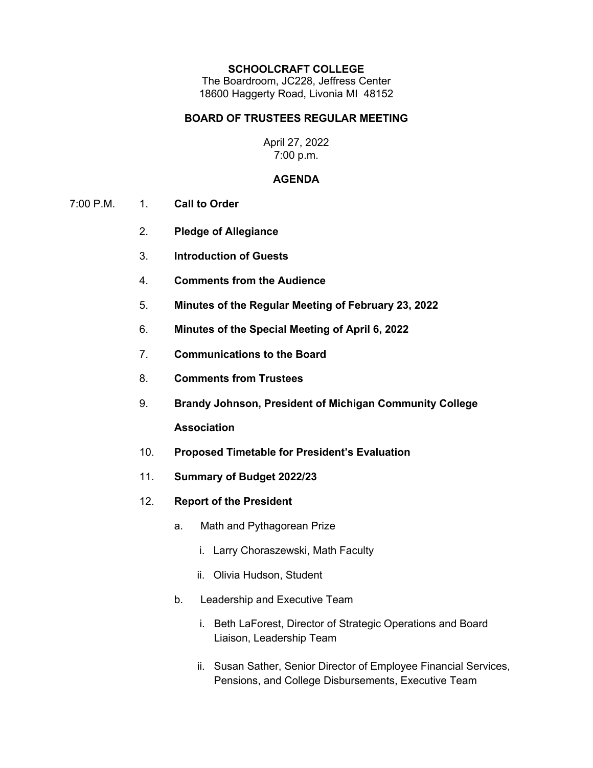**SCHOOLCRAFT COLLEGE**
The Boardroom, JC228, Jeffress Center
18600 Haggerty Road, Livonia MI 48152

**BOARD OF TRUSTEES REGULAR MEETING**

April 27, 2022
7:00 p.m.

**AGENDA**

7:00 P.M.

1. **Call to Order**
2. **Pledge of Allegiance**
3. **Introduction of Guests**
4. **Comments from the Audience**
5. **Minutes of the Regular Meeting of February 23, 2022**
6. **Minutes of the Special Meeting of April 6, 2022**
7. **Communications to the Board**
8. **Comments from Trustees**
9. **Brandy Johnson, President of Michigan Community College Association**
10. **Proposed Timetable for President's Evaluation**
11. **Summary of Budget 2022/23**
12. **Report of the President**
    - a. Math and Pythagorean Prize
        - i. Larry Choraszewski, Math Faculty
        - ii. Olivia Hudson, Student
    - b. Leadership and Executive Team
        - i. Beth LaForest, Director of Strategic Operations and Board Liaison, Leadership Team
        - ii. Susan Sather, Senior Director of Employee Financial Services, Pensions, and College Disbursements, Executive Team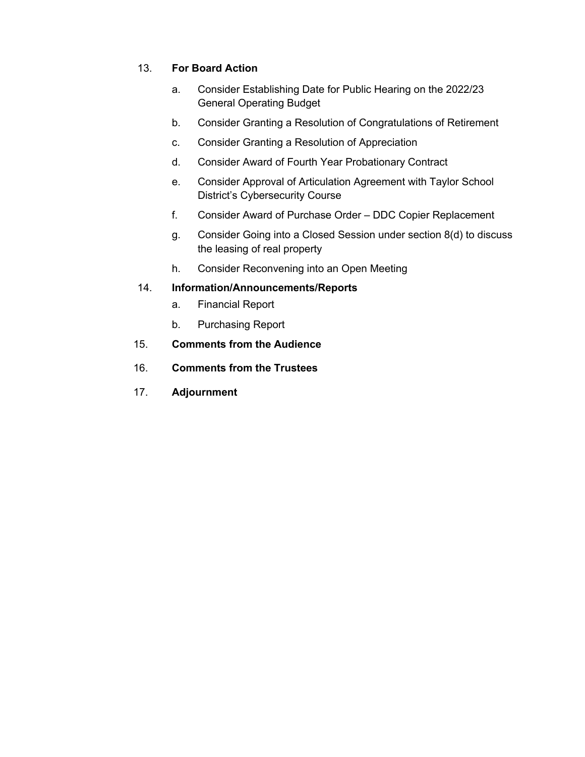13. **For Board Action**

    a. Consider Establishing Date for Public Hearing on the 2022/23 General Operating Budget

    b. Consider Granting a Resolution of Congratulations of Retirement

    c. Consider Granting a Resolution of Appreciation

    d. Consider Award of Fourth Year Probationary Contract

    e. Consider Approval of Articulation Agreement with Taylor School District's Cybersecurity Course

    f. Consider Award of Purchase Order – DDC Copier Replacement

    g. Consider Going into a Closed Session under section 8(d) to discuss the leasing of real property

    h. Consider Reconvening into an Open Meeting

14. **Information/Announcements/Reports**

    a. Financial Report

    b. Purchasing Report

15. **Comments from the Audience**

16. **Comments from the Trustees**

17. **Adjournment**